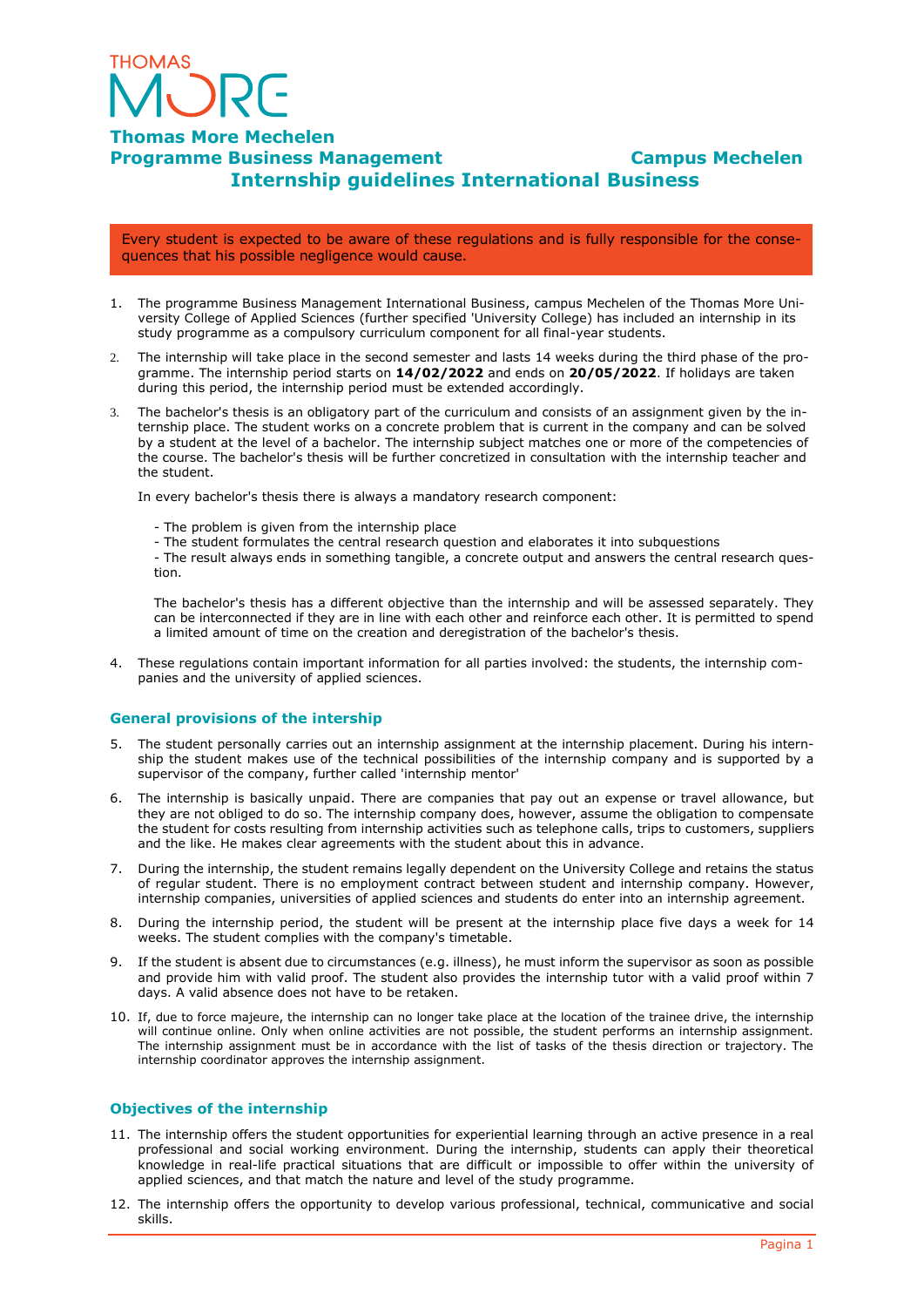THOMAS MORE

# Thomas More Mechelen

**Programme Business Management** **Campus Mechelen**

## Internship guidelines International Business

Every student is expected to be aware of these regulations and is fully responsible for the consequences that his possible negligence would cause.

1. The programme Business Management International Business, campus Mechelen of the Thomas More University College of Applied Sciences (further specified 'University College) has included an internship in its study programme as a compulsory curriculum component for all final-year students.
2. The internship will take place in the second semester and lasts 14 weeks during the third phase of the programme. The internship period starts on **14/02/2022** and ends on **20/05/2022**. If holidays are taken during this period, the internship period must be extended accordingly.
3. The bachelor's thesis is an obligatory part of the curriculum and consists of an assignment given by the internship place. The student works on a concrete problem that is current in the company and can be solved by a student at the level of a bachelor. The internship subject matches one or more of the competencies of the course. The bachelor's thesis will be further concretized in consultation with the internship teacher and the student.

   In every bachelor's thesis there is always a mandatory research component:

   - The problem is given from the internship place
   - The student formulates the central research question and elaborates it into subquestions
   - The result always ends in something tangible, a concrete output and answers the central research question.

   The bachelor's thesis has a different objective than the internship and will be assessed separately. They can be interconnected if they are in line with each other and reinforce each other. It is permitted to spend a limited amount of time on the creation and deregistration of the bachelor's thesis.

4. These regulations contain important information for all parties involved: the students, the internship companies and the university of applied sciences.

### General provisions of the intership

5. The student personally carries out an internship assignment at the internship placement. During his internship the student makes use of the technical possibilities of the internship company and is supported by a supervisor of the company, further called 'internship mentor'
6. The internship is basically unpaid. There are companies that pay out an expense or travel allowance, but they are not obliged to do so. The internship company does, however, assume the obligation to compensate the student for costs resulting from internship activities such as telephone calls, trips to customers, suppliers and the like. He makes clear agreements with the student about this in advance.
7. During the internship, the student remains legally dependent on the University College and retains the status of regular student. There is no employment contract between student and internship company. However, internship companies, universities of applied sciences and students do enter into an internship agreement.
8. During the internship period, the student will be present at the internship place five days a week for 14 weeks. The student complies with the company's timetable.
9. If the student is absent due to circumstances (e.g. illness), he must inform the supervisor as soon as possible and provide him with valid proof. The student also provides the internship tutor with a valid proof within 7 days. A valid absence does not have to be retaken.
10. If, due to force majeure, the internship can no longer take place at the location of the trainee drive, the internship will continue online. Only when online activities are not possible, the student performs an internship assignment. The internship assignment must be in accordance with the list of tasks of the thesis direction or trajectory. The internship coordinator approves the internship assignment.

### Objectives of the internship

11. The internship offers the student opportunities for experiential learning through an active presence in a real professional and social working environment. During the internship, students can apply their theoretical knowledge in real-life practical situations that are difficult or impossible to offer within the university of applied sciences, and that match the nature and level of the study programme.
12. The internship offers the opportunity to develop various professional, technical, communicative and social skills.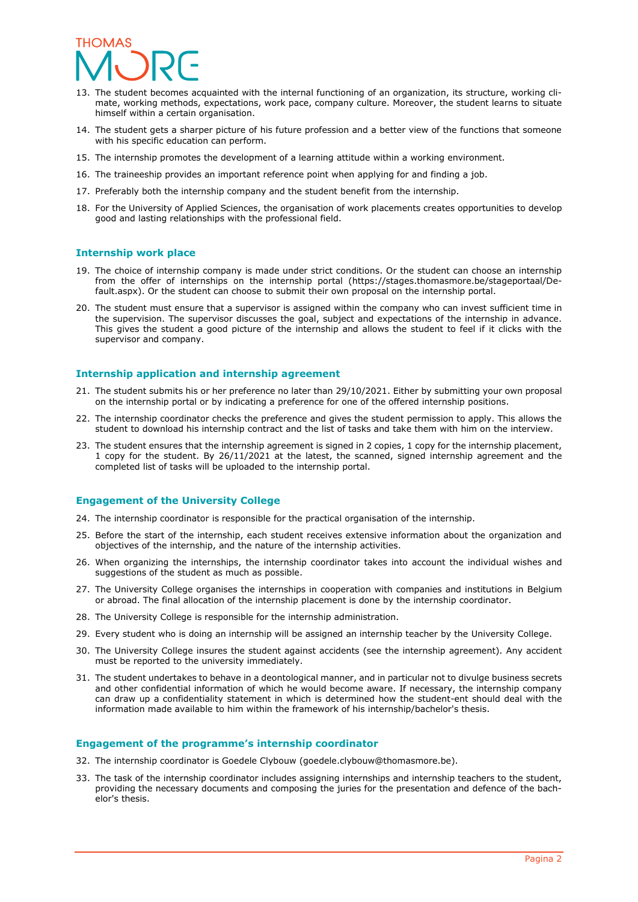13. The student becomes acquainted with the internal functioning of an organization, its structure, working climate, working methods, expectations, work pace, company culture. Moreover, the student learns to situate himself within a certain organisation.

14. The student gets a sharper picture of his future profession and a better view of the functions that someone with his specific education can perform.

15. The internship promotes the development of a learning attitude within a working environment.

16. The traineeship provides an important reference point when applying for and finding a job.

17. Preferably both the internship company and the student benefit from the internship.

18. For the University of Applied Sciences, the organisation of work placements creates opportunities to develop good and lasting relationships with the professional field.

### Internship work place

19. The choice of internship company is made under strict conditions. Or the student can choose an internship from the offer of internships on the internship portal (https://stages.thomasmore.be/stageportaal/Default.aspx). Or the student can choose to submit their own proposal on the internship portal.

20. The student must ensure that a supervisor is assigned within the company who can invest sufficient time in the supervision. The supervisor discusses the goal, subject and expectations of the internship in advance. This gives the student a good picture of the internship and allows the student to feel if it clicks with the supervisor and company.

### Internship application and internship agreement

21. The student submits his or her preference no later than 29/10/2021. Either by submitting your own proposal on the internship portal or by indicating a preference for one of the offered internship positions.

22. The internship coordinator checks the preference and gives the student permission to apply. This allows the student to download his internship contract and the list of tasks and take them with him on the interview.

23. The student ensures that the internship agreement is signed in 2 copies, 1 copy for the internship placement, 1 copy for the student. By 26/11/2021 at the latest, the scanned, signed internship agreement and the completed list of tasks will be uploaded to the internship portal.

### Engagement of the University College

24. The internship coordinator is responsible for the practical organisation of the internship.

25. Before the start of the internship, each student receives extensive information about the organization and objectives of the internship, and the nature of the internship activities.

26. When organizing the internships, the internship coordinator takes into account the individual wishes and suggestions of the student as much as possible.

27. The University College organises the internships in cooperation with companies and institutions in Belgium or abroad. The final allocation of the internship placement is done by the internship coordinator.

28. The University College is responsible for the internship administration.

29. Every student who is doing an internship will be assigned an internship teacher by the University College.

30. The University College insures the student against accidents (see the internship agreement). Any accident must be reported to the university immediately.

31. The student undertakes to behave in a deontological manner, and in particular not to divulge business secrets and other confidential information of which he would become aware. If necessary, the internship company can draw up a confidentiality statement in which is determined how the student-ent should deal with the information made available to him within the framework of his internship/bachelor's thesis.

### Engagement of the programme's internship coordinator

32. The internship coordinator is Goedele Clybouw (goedele.clybouw@thomasmore.be).

33. The task of the internship coordinator includes assigning internships and internship teachers to the student, providing the necessary documents and composing the juries for the presentation and defence of the bachelor's thesis.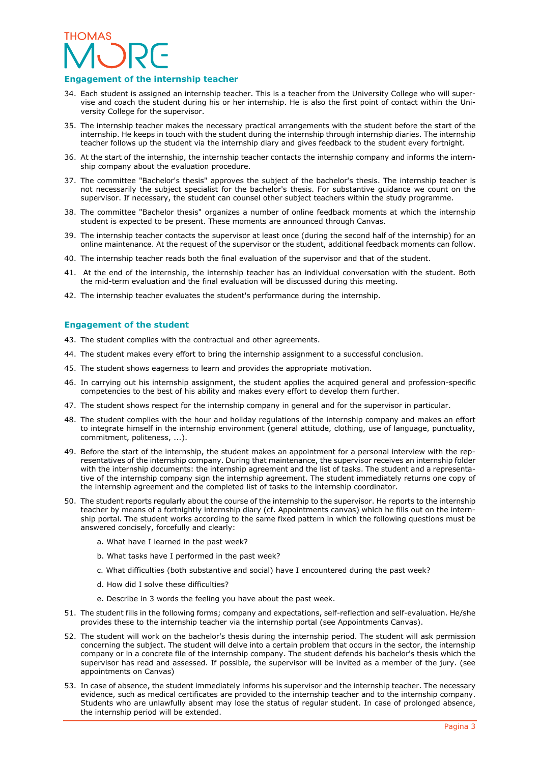## Engagement of the internship teacher

34. Each student is assigned an internship teacher. This is a teacher from the University College who will supervise and coach the student during his or her internship. He is also the first point of contact within the University College for the supervisor.
35. The internship teacher makes the necessary practical arrangements with the student before the start of the internship. He keeps in touch with the student during the internship through internship diaries. The internship teacher follows up the student via the internship diary and gives feedback to the student every fortnight.
36. At the start of the internship, the internship teacher contacts the internship company and informs the internship company about the evaluation procedure.
37. The committee "Bachelor's thesis" approves the subject of the bachelor's thesis. The internship teacher is not necessarily the subject specialist for the bachelor's thesis. For substantive guidance we count on the supervisor. If necessary, the student can counsel other subject teachers within the study programme.
38. The committee "Bachelor thesis" organizes a number of online feedback moments at which the internship student is expected to be present. These moments are announced through Canvas.
39. The internship teacher contacts the supervisor at least once (during the second half of the internship) for an online maintenance. At the request of the supervisor or the student, additional feedback moments can follow.
40. The internship teacher reads both the final evaluation of the supervisor and that of the student.
41. At the end of the internship, the internship teacher has an individual conversation with the student. Both the mid-term evaluation and the final evaluation will be discussed during this meeting.
42. The internship teacher evaluates the student's performance during the internship.

## Engagement of the student

43. The student complies with the contractual and other agreements.
44. The student makes every effort to bring the internship assignment to a successful conclusion.
45. The student shows eagerness to learn and provides the appropriate motivation.
46. In carrying out his internship assignment, the student applies the acquired general and profession-specific competencies to the best of his ability and makes every effort to develop them further.
47. The student shows respect for the internship company in general and for the supervisor in particular.
48. The student complies with the hour and holiday regulations of the internship company and makes an effort to integrate himself in the internship environment (general attitude, clothing, use of language, punctuality, commitment, politeness, ...).
49. Before the start of the internship, the student makes an appointment for a personal interview with the representatives of the internship company. During that maintenance, the supervisor receives an internship folder with the internship documents: the internship agreement and the list of tasks. The student and a representative of the internship company sign the internship agreement. The student immediately returns one copy of the internship agreement and the completed list of tasks to the internship coordinator.
50. The student reports regularly about the course of the internship to the supervisor. He reports to the internship teacher by means of a fortnightly internship diary (cf. Appointments canvas) which he fills out on the internship portal. The student works according to the same fixed pattern in which the following questions must be answered concisely, forcefully and clearly:
    a. What have I learned in the past week?
    b. What tasks have I performed in the past week?
    c. What difficulties (both substantive and social) have I encountered during the past week?
    d. How did I solve these difficulties?
    e. Describe in 3 words the feeling you have about the past week.
51. The student fills in the following forms; company and expectations, self-reflection and self-evaluation. He/she provides these to the internship teacher via the internship portal (see Appointments Canvas).
52. The student will work on the bachelor's thesis during the internship period. The student will ask permission concerning the subject. The student will delve into a certain problem that occurs in the sector, the internship company or in a concrete file of the internship company. The student defends his bachelor's thesis which the supervisor has read and assessed. If possible, the supervisor will be invited as a member of the jury. (see appointments on Canvas)
53. In case of absence, the student immediately informs his supervisor and the internship teacher. The necessary evidence, such as medical certificates are provided to the internship teacher and to the internship company. Students who are unlawfully absent may lose the status of regular student. In case of prolonged absence, the internship period will be extended.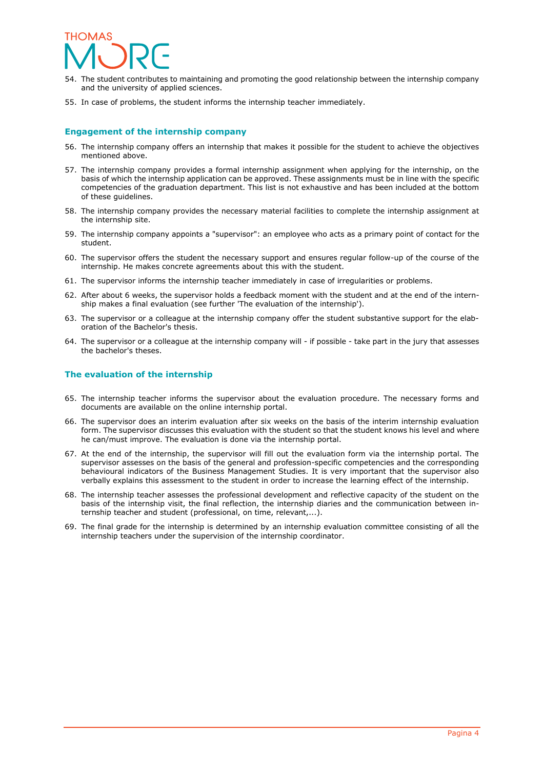54. The student contributes to maintaining and promoting the good relationship between the internship company and the university of applied sciences.
55. In case of problems, the student informs the internship teacher immediately.

### Engagement of the internship company

56. The internship company offers an internship that makes it possible for the student to achieve the objectives mentioned above.
57. The internship company provides a formal internship assignment when applying for the internship, on the basis of which the internship application can be approved. These assignments must be in line with the specific competencies of the graduation department. This list is not exhaustive and has been included at the bottom of these guidelines.
58. The internship company provides the necessary material facilities to complete the internship assignment at the internship site.
59. The internship company appoints a "supervisor": an employee who acts as a primary point of contact for the student.
60. The supervisor offers the student the necessary support and ensures regular follow-up of the course of the internship. He makes concrete agreements about this with the student.
61. The supervisor informs the internship teacher immediately in case of irregularities or problems.
62. After about 6 weeks, the supervisor holds a feedback moment with the student and at the end of the internship makes a final evaluation (see further 'The evaluation of the internship').
63. The supervisor or a colleague at the internship company offer the student substantive support for the elaboration of the Bachelor's thesis.
64. The supervisor or a colleague at the internship company will - if possible - take part in the jury that assesses the bachelor's theses.

### The evaluation of the internship

65. The internship teacher informs the supervisor about the evaluation procedure. The necessary forms and documents are available on the online internship portal.
66. The supervisor does an interim evaluation after six weeks on the basis of the interim internship evaluation form. The supervisor discusses this evaluation with the student so that the student knows his level and where he can/must improve. The evaluation is done via the internship portal.
67. At the end of the internship, the supervisor will fill out the evaluation form via the internship portal. The supervisor assesses on the basis of the general and profession-specific competencies and the corresponding behavioural indicators of the Business Management Studies. It is very important that the supervisor also verbally explains this assessment to the student in order to increase the learning effect of the internship.
68. The internship teacher assesses the professional development and reflective capacity of the student on the basis of the internship visit, the final reflection, the internship diaries and the communication between internship teacher and student (professional, on time, relevant,...).
69. The final grade for the internship is determined by an internship evaluation committee consisting of all the internship teachers under the supervision of the internship coordinator.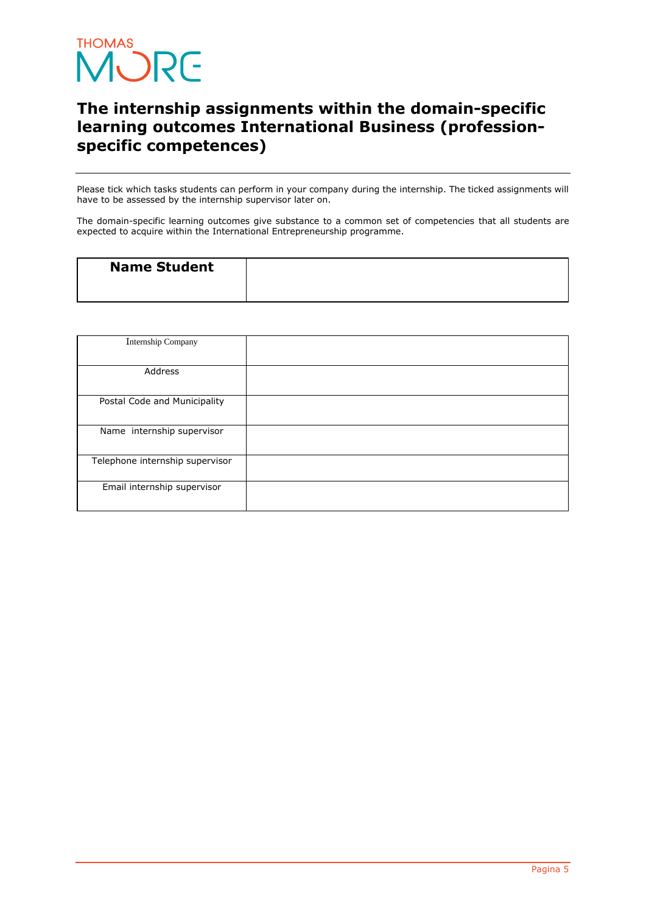# The internship assignments within the domain-specific learning outcomes International Business (profession-specific competences)

Please tick which tasks students can perform in your company during the internship. The ticked assignments will have to be assessed by the internship supervisor later on.

The domain-specific learning outcomes give substance to a common set of competencies that all students are expected to acquire within the International Entrepreneurship programme.

| **Name Student** | |
|---|---|

| Internship Company | |
|---|---|
| Address | |
| Postal Code and Municipality | |
| Name  internship supervisor | |
| Telephone internship supervisor | |
| Email internship supervisor | |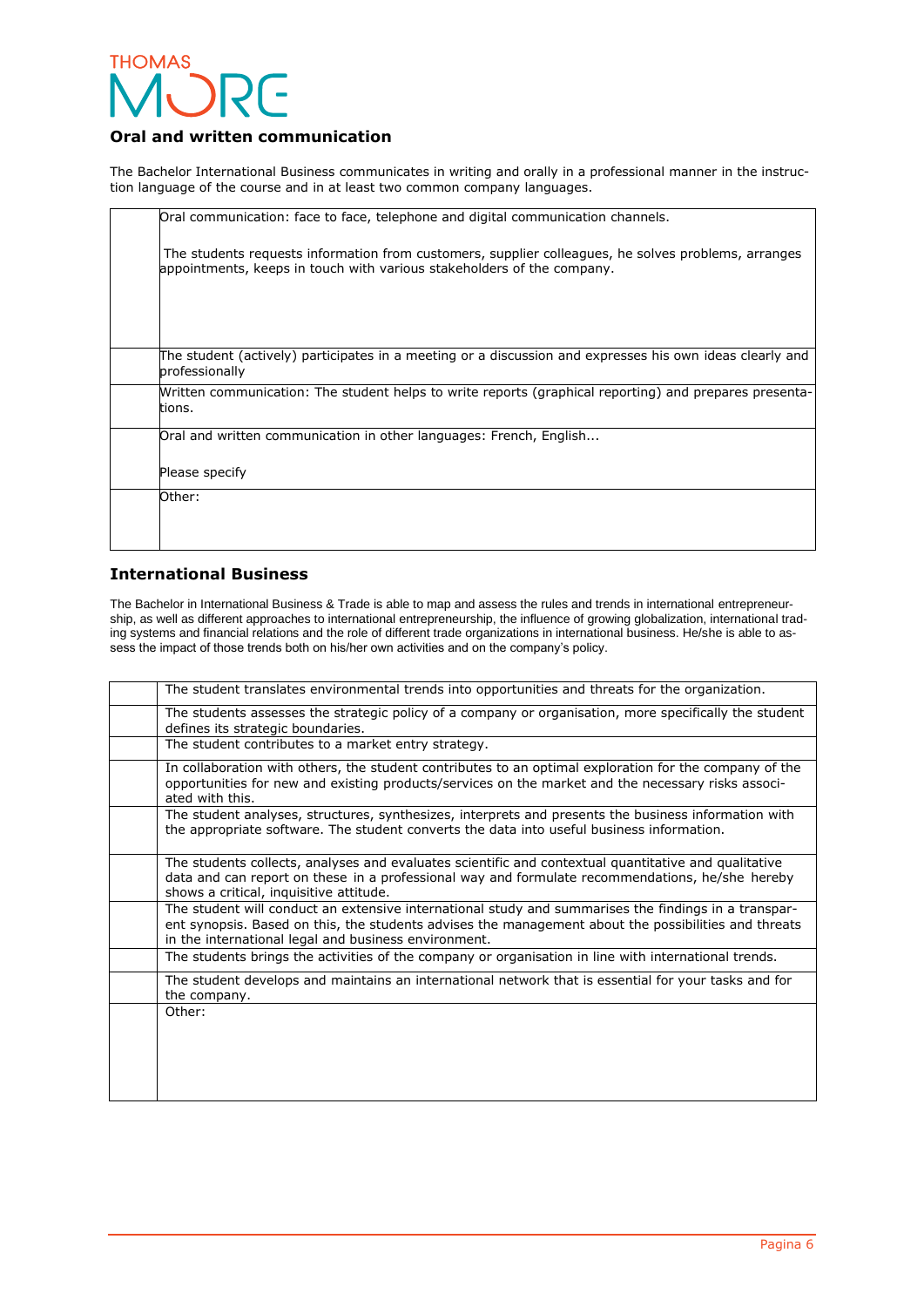## Oral and written communication

The Bachelor International Business communicates in writing and orally in a professional manner in the instruction language of the course and in at least two common company languages.

| | |
|---|---|
| | Oral communication: face to face, telephone and digital communication channels.<br><br>The students requests information from customers, supplier colleagues, he solves problems, arranges appointments, keeps in touch with various stakeholders of the company. |
| | The student (actively) participates in a meeting or a discussion and expresses his own ideas clearly and professionally |
| | Written communication: The student helps to write reports (graphical reporting) and prepares presentations. |
| | Oral and written communication in other languages: French, English...<br><br>Please specify |
| | Other: |

## International Business

The Bachelor in International Business & Trade is able to map and assess the rules and trends in international entrepreneurship, as well as different approaches to international entrepreneurship, the influence of growing globalization, international trading systems and financial relations and the role of different trade organizations in international business. He/she is able to assess the impact of those trends both on his/her own activities and on the company's policy.

| | |
|---|---|
| | The student translates environmental trends into opportunities and threats for the organization. |
| | The students assesses the strategic policy of a company or organisation, more specifically the student defines its strategic boundaries. |
| | The student contributes to a market entry strategy. |
| | In collaboration with others, the student contributes to an optimal exploration for the company of the opportunities for new and existing products/services on the market and the necessary risks associated with this. |
| | The student analyses, structures, synthesizes, interprets and presents the business information with the appropriate software. The student converts the data into useful business information. |
| | The students collects, analyses and evaluates scientific and contextual quantitative and qualitative data and can report on these in a professional way and formulate recommendations, he/she hereby shows a critical, inquisitive attitude. |
| | The student will conduct an extensive international study and summarises the findings in a transparent synopsis. Based on this, the students advises the management about the possibilities and threats in the international legal and business environment. |
| | The students brings the activities of the company or organisation in line with international trends. |
| | The student develops and maintains an international network that is essential for your tasks and for the company. |
| | Other: |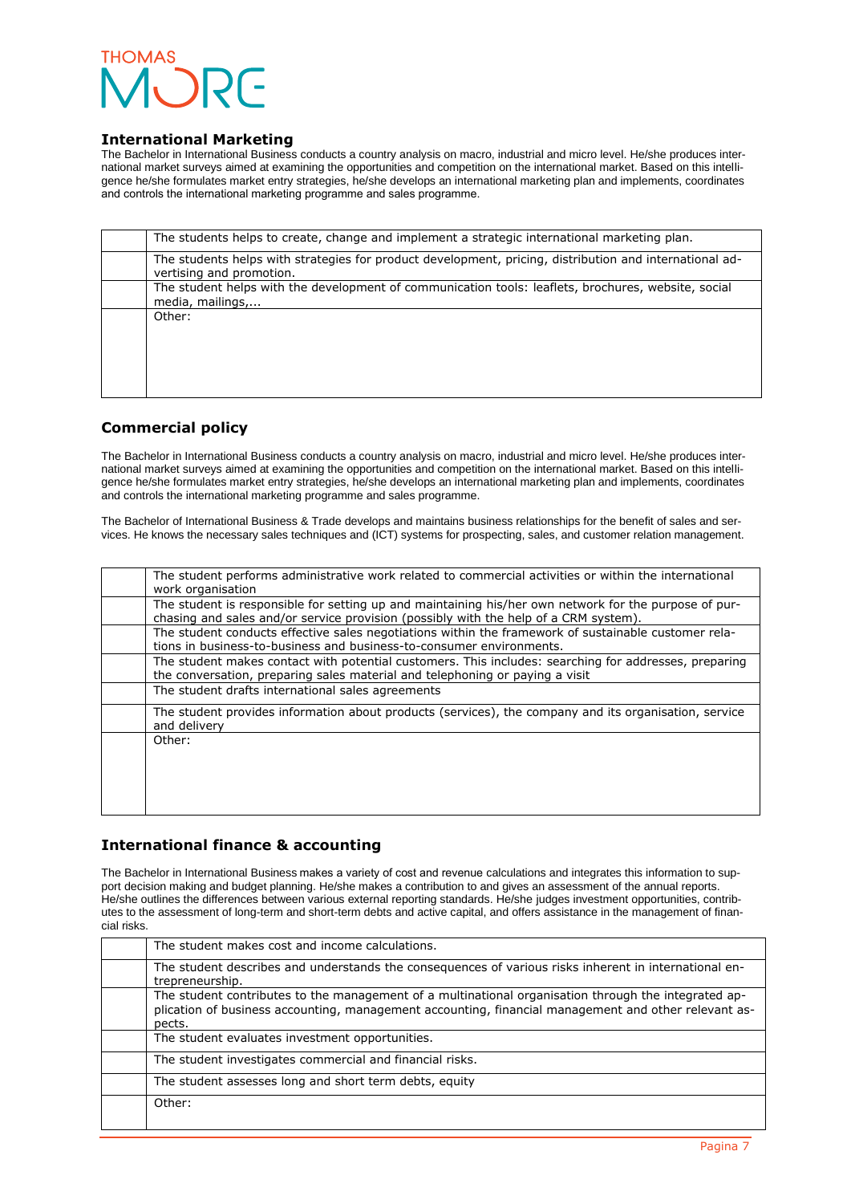## International Marketing

The Bachelor in International Business conducts a country analysis on macro, industrial and micro level. He/she produces international market surveys aimed at examining the opportunities and competition on the international market. Based on this intelligence he/she formulates market entry strategies, he/she develops an international marketing plan and implements, coordinates and controls the international marketing programme and sales programme.

| | |
|---|---|
| | The students helps to create, change and implement a strategic international marketing plan. |
| | The students helps with strategies for product development, pricing, distribution and international advertising and promotion. |
| | The student helps with the development of communication tools: leaflets, brochures, website, social media, mailings,... |
| | Other: |

## Commercial policy

The Bachelor in International Business conducts a country analysis on macro, industrial and micro level. He/she produces international market surveys aimed at examining the opportunities and competition on the international market. Based on this intelligence he/she formulates market entry strategies, he/she develops an international marketing plan and implements, coordinates and controls the international marketing programme and sales programme.

The Bachelor of International Business & Trade develops and maintains business relationships for the benefit of sales and services. He knows the necessary sales techniques and (ICT) systems for prospecting, sales, and customer relation management.

| | |
|---|---|
| | The student performs administrative work related to commercial activities or within the international work organisation |
| | The student is responsible for setting up and maintaining his/her own network for the purpose of purchasing and sales and/or service provision (possibly with the help of a CRM system). |
| | The student conducts effective sales negotiations within the framework of sustainable customer relations in business-to-business and business-to-consumer environments. |
| | The student makes contact with potential customers. This includes: searching for addresses, preparing the conversation, preparing sales material and telephoning or paying a visit |
| | The student drafts international sales agreements |
| | The student provides information about products (services), the company and its organisation, service and delivery |
| | Other: |

## International finance & accounting

The Bachelor in International Business makes a variety of cost and revenue calculations and integrates this information to support decision making and budget planning. He/she makes a contribution to and gives an assessment of the annual reports. He/she outlines the differences between various external reporting standards. He/she judges investment opportunities, contributes to the assessment of long-term and short-term debts and active capital, and offers assistance in the management of financial risks.

| | |
|---|---|
| | The student makes cost and income calculations. |
| | The student describes and understands the consequences of various risks inherent in international entrepreneurship. |
| | The student contributes to the management of a multinational organisation through the integrated application of business accounting, management accounting, financial management and other relevant aspects. |
| | The student evaluates investment opportunities. |
| | The student investigates commercial and financial risks. |
| | The student assesses long and short term debts, equity |
| | Other: |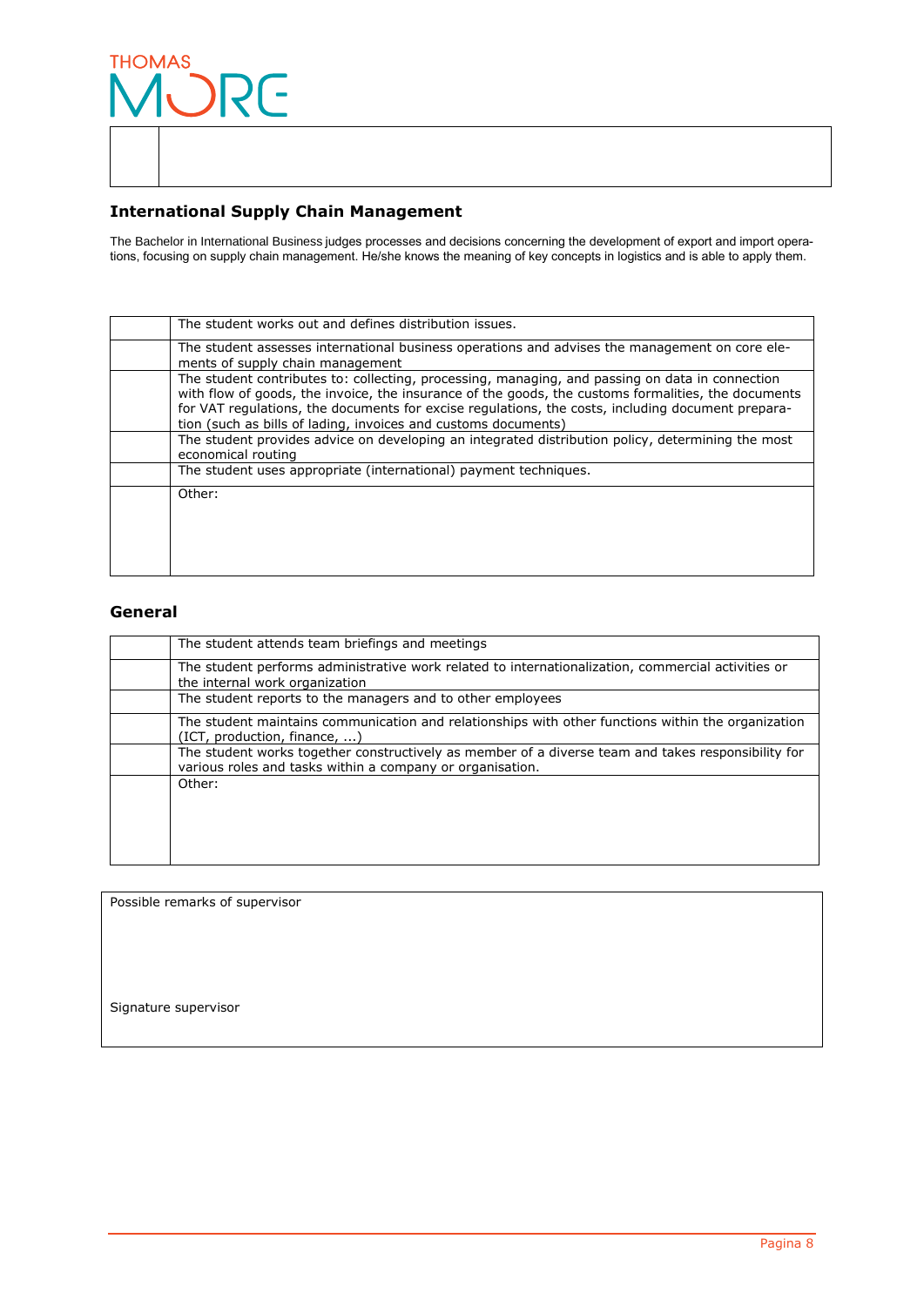| | |
|---|---|
| | |

## International Supply Chain Management

The Bachelor in International Business judges processes and decisions concerning the development of export and import operations, focusing on supply chain management. He/she knows the meaning of key concepts in logistics and is able to apply them.

| | |
|---|---|
| | The student works out and defines distribution issues. |
| | The student assesses international business operations and advises the management on core elements of supply chain management |
| | The student contributes to: collecting, processing, managing, and passing on data in connection with flow of goods, the invoice, the insurance of the goods, the customs formalities, the documents for VAT regulations, the documents for excise regulations, the costs, including document preparation (such as bills of lading, invoices and customs documents) |
| | The student provides advice on developing an integrated distribution policy, determining the most economical routing |
| | The student uses appropriate (international) payment techniques. |
| | Other: |

## General

| | |
|---|---|
| | The student attends team briefings and meetings |
| | The student performs administrative work related to internationalization, commercial activities or the internal work organization |
| | The student reports to the managers and to other employees |
| | The student maintains communication and relationships with other functions within the organization (ICT, production, finance, ...) |
| | The student works together constructively as member of a diverse team and takes responsibility for various roles and tasks within a company or organisation. |
| | Other: |

| |
|---|
| Possible remarks of supervisor<br><br><br><br>Signature supervisor |